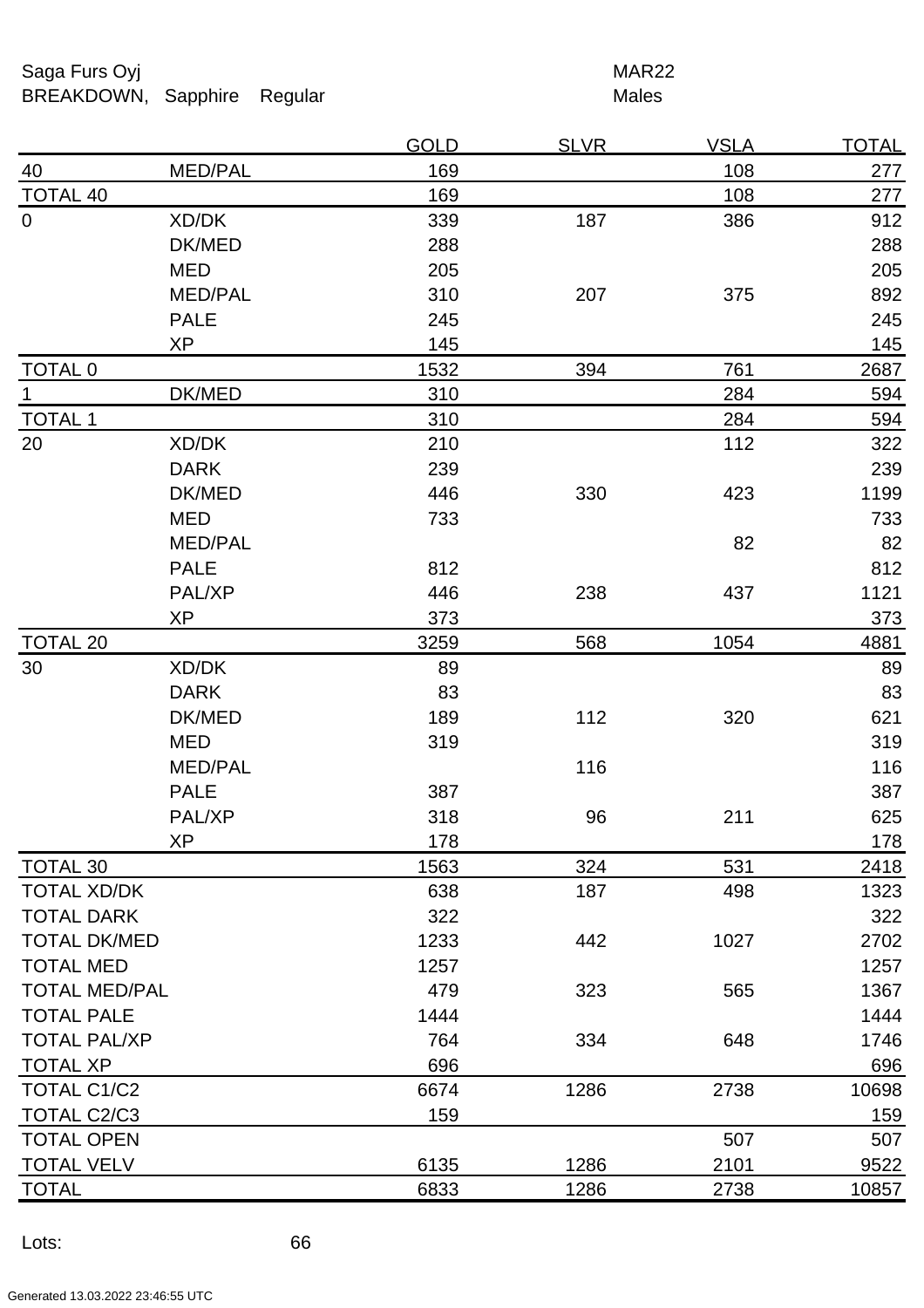Saga Furs Oyj

BREAKDOWN, Sapphire Regular

MAR22

Males

| | | GOLD | SLVR | VSLA | TOTAL |
|---|---|---|---|---|---|
| 40 | MED/PAL | 169 | | 108 | 277 |
| TOTAL 40 | | 169 | | 108 | 277 |
| 0 | XD/DK | 339 | 187 | 386 | 912 |
| | DK/MED | 288 | | | 288 |
| | MED | 205 | | | 205 |
| | MED/PAL | 310 | 207 | 375 | 892 |
| | PALE | 245 | | | 245 |
| | XP | 145 | | | 145 |
| TOTAL 0 | | 1532 | 394 | 761 | 2687 |
| 1 | DK/MED | 310 | | 284 | 594 |
| TOTAL 1 | | 310 | | 284 | 594 |
| 20 | XD/DK | 210 | | 112 | 322 |
| | DARK | 239 | | | 239 |
| | DK/MED | 446 | 330 | 423 | 1199 |
| | MED | 733 | | | 733 |
| | MED/PAL | | | 82 | 82 |
| | PALE | 812 | | | 812 |
| | PAL/XP | 446 | 238 | 437 | 1121 |
| | XP | 373 | | | 373 |
| TOTAL 20 | | 3259 | 568 | 1054 | 4881 |
| 30 | XD/DK | 89 | | | 89 |
| | DARK | 83 | | | 83 |
| | DK/MED | 189 | 112 | 320 | 621 |
| | MED | 319 | | | 319 |
| | MED/PAL | | 116 | | 116 |
| | PALE | 387 | | | 387 |
| | PAL/XP | 318 | 96 | 211 | 625 |
| | XP | 178 | | | 178 |
| TOTAL 30 | | 1563 | 324 | 531 | 2418 |
| TOTAL XD/DK | | 638 | 187 | 498 | 1323 |
| TOTAL DARK | | 322 | | | 322 |
| TOTAL DK/MED | | 1233 | 442 | 1027 | 2702 |
| TOTAL MED | | 1257 | | | 1257 |
| TOTAL MED/PAL | | 479 | 323 | 565 | 1367 |
| TOTAL PALE | | 1444 | | | 1444 |
| TOTAL PAL/XP | | 764 | 334 | 648 | 1746 |
| TOTAL XP | | 696 | | | 696 |
| TOTAL C1/C2 | | 6674 | 1286 | 2738 | 10698 |
| TOTAL C2/C3 | | 159 | | | 159 |
| TOTAL OPEN | | | | 507 | 507 |
| TOTAL VELV | | 6135 | 1286 | 2101 | 9522 |
| TOTAL | | 6833 | 1286 | 2738 | 10857 |

Lots: 66

Generated 13.03.2022 23:46:55 UTC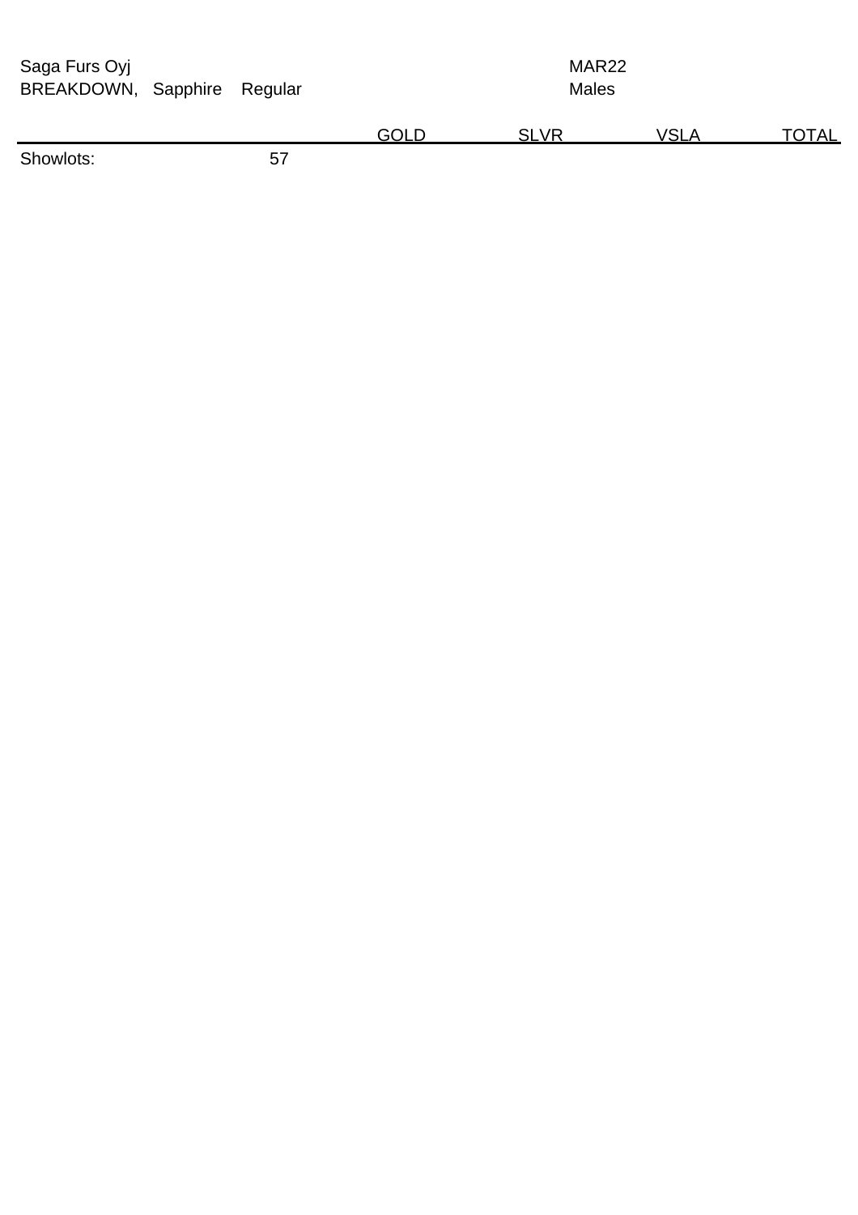Saga Furs Oyj

BREAKDOWN, Sapphire Regular

MAR22

Males

| | | GOLD | SLVR | VSLA | TOTAL |
|---|---|---|---|---|---|
| Showlots: | 57 | | | | |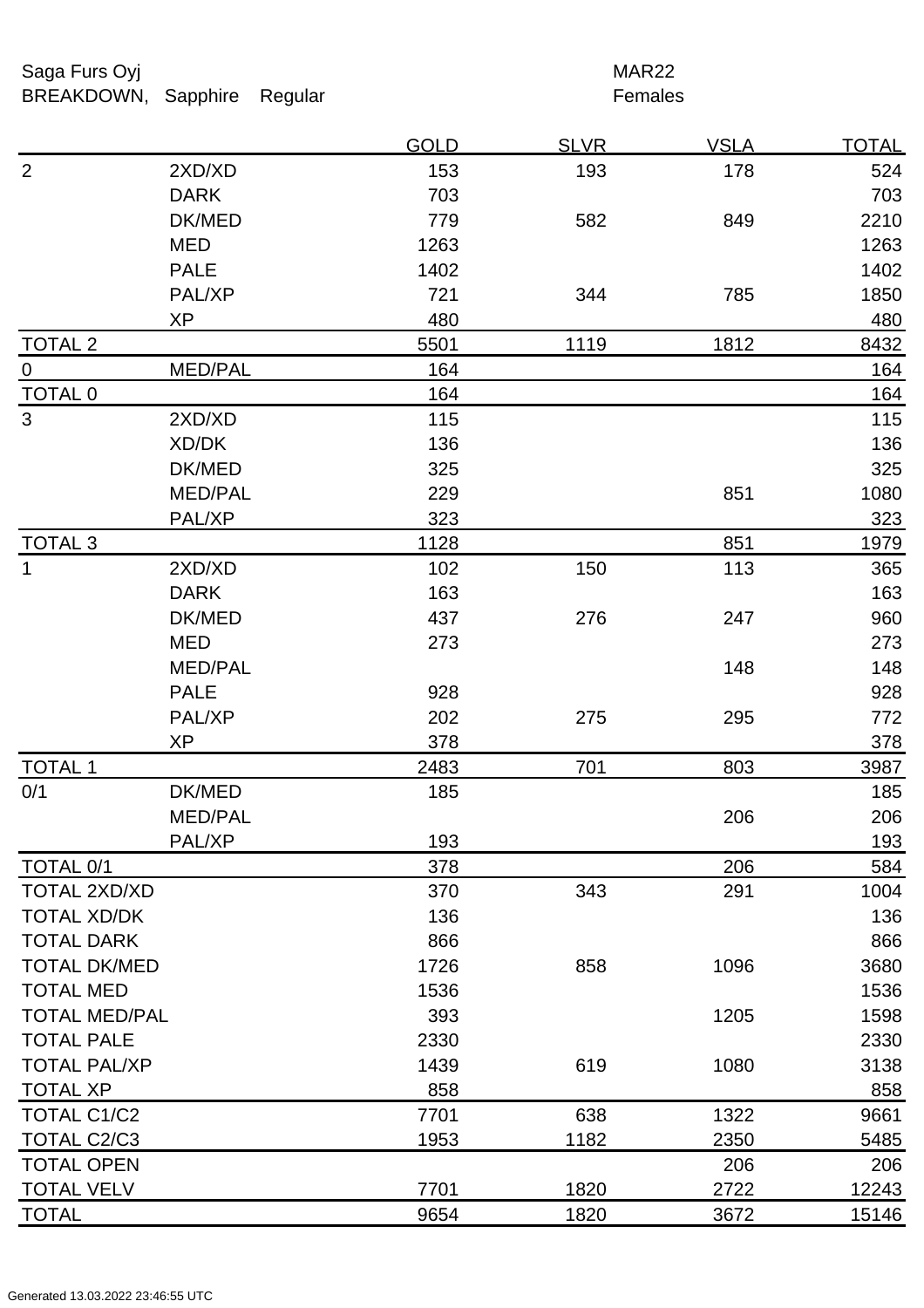Saga Furs Oyj
BREAKDOWN, Sapphire Regular

MAR22
Females

| | | GOLD | SLVR | VSLA | TOTAL |
|---|---|---|---|---|---|
| 2 | 2XD/XD | 153 | 193 | 178 | 524 |
| | DARK | 703 | | | 703 |
| | DK/MED | 779 | 582 | 849 | 2210 |
| | MED | 1263 | | | 1263 |
| | PALE | 1402 | | | 1402 |
| | PAL/XP | 721 | 344 | 785 | 1850 |
| | XP | 480 | | | 480 |
| TOTAL 2 | | 5501 | 1119 | 1812 | 8432 |
| 0 | MED/PAL | 164 | | | 164 |
| TOTAL 0 | | 164 | | | 164 |
| 3 | 2XD/XD | 115 | | | 115 |
| | XD/DK | 136 | | | 136 |
| | DK/MED | 325 | | | 325 |
| | MED/PAL | 229 | | 851 | 1080 |
| | PAL/XP | 323 | | | 323 |
| TOTAL 3 | | 1128 | | 851 | 1979 |
| 1 | 2XD/XD | 102 | 150 | 113 | 365 |
| | DARK | 163 | | | 163 |
| | DK/MED | 437 | 276 | 247 | 960 |
| | MED | 273 | | | 273 |
| | MED/PAL | | | 148 | 148 |
| | PALE | 928 | | | 928 |
| | PAL/XP | 202 | 275 | 295 | 772 |
| | XP | 378 | | | 378 |
| TOTAL 1 | | 2483 | 701 | 803 | 3987 |
| 0/1 | DK/MED | 185 | | | 185 |
| | MED/PAL | | | 206 | 206 |
| | PAL/XP | 193 | | | 193 |
| TOTAL 0/1 | | 378 | | 206 | 584 |
| TOTAL 2XD/XD | | 370 | 343 | 291 | 1004 |
| TOTAL XD/DK | | 136 | | | 136 |
| TOTAL DARK | | 866 | | | 866 |
| TOTAL DK/MED | | 1726 | 858 | 1096 | 3680 |
| TOTAL MED | | 1536 | | | 1536 |
| TOTAL MED/PAL | | 393 | | 1205 | 1598 |
| TOTAL PALE | | 2330 | | | 2330 |
| TOTAL PAL/XP | | 1439 | 619 | 1080 | 3138 |
| TOTAL XP | | 858 | | | 858 |
| TOTAL C1/C2 | | 7701 | 638 | 1322 | 9661 |
| TOTAL C2/C3 | | 1953 | 1182 | 2350 | 5485 |
| TOTAL OPEN | | | | 206 | 206 |
| TOTAL VELV | | 7701 | 1820 | 2722 | 12243 |
| TOTAL | | 9654 | 1820 | 3672 | 15146 |

Generated 13.03.2022 23:46:55 UTC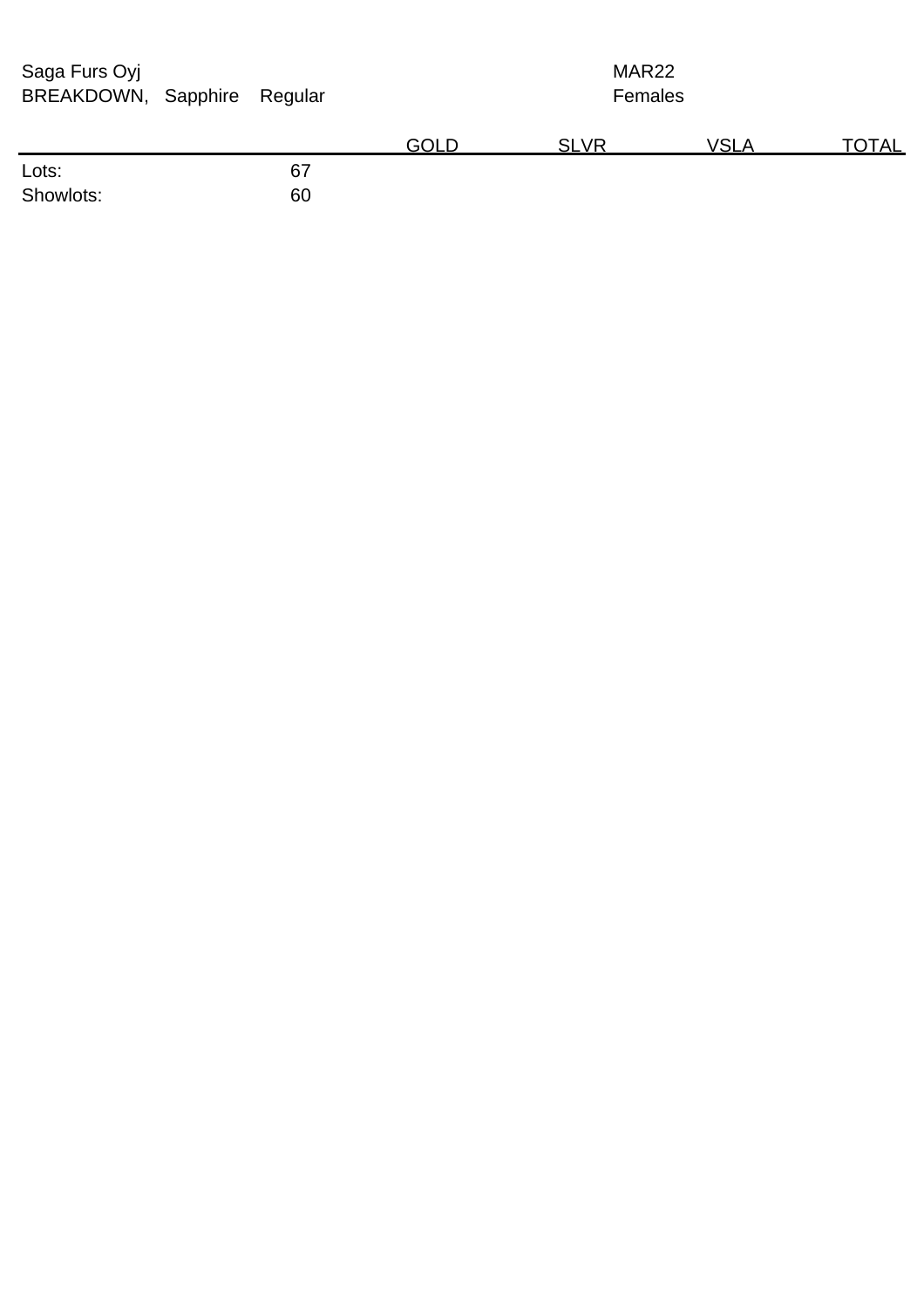Saga Furs Oyj
BREAKDOWN, Sapphire Regular

MAR22
Females

| | | GOLD | SLVR | VSLA | TOTAL |
|---|---|---|---|---|---|
| Lots: | 67 | | | | |
| Showlots: | 60 | | | | |